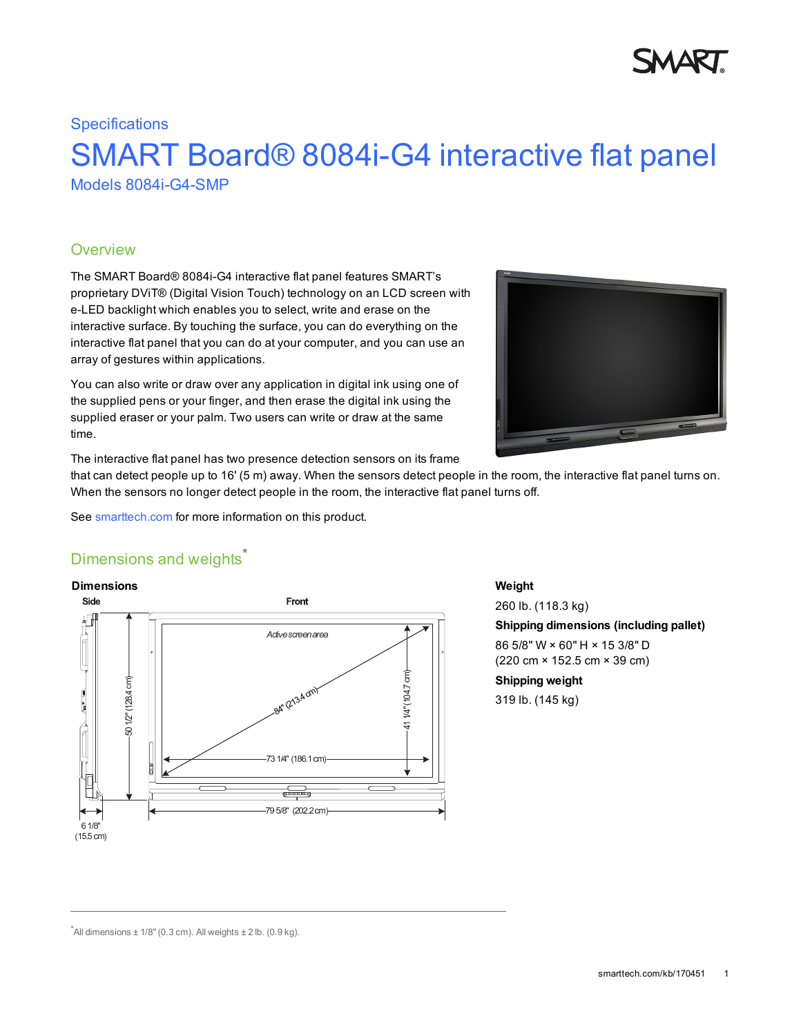Specifications

# SMART Board® 8084i-G4 interactive flat panel

Models 8084i-G4-SMP

## Overview

The SMART Board® 8084i-G4 interactive flat panel features SMART's proprietary DViT® (Digital Vision Touch) technology on an LCD screen with e-LED backlight which enables you to select, write and erase on the interactive surface. By touching the surface, you can do everything on the interactive flat panel that you can do at your computer, and you can use an array of gestures within applications.

You can also write or draw over any application in digital ink using one of the supplied pens or your finger, and then erase the digital ink using the supplied eraser or your palm. Two users can write or draw at the same time.

The interactive flat panel has two presence detection sensors on its frame that can detect people up to 16' (5 m) away. When the sensors detect people in the room, the interactive flat panel turns on. When the sensors no longer detect people in the room, the interactive flat panel turns off.

See smarttech.com for more information on this product.

## Dimensions and weights*

### Dimensions

Side

Front

Active screen area

50 1/2" (128.4 cm)

84" (213.4 cm)

41 1/4" (104.7 cm)

73 1/4" (186.1 cm)

79 5/8" (202.2 cm)

6 1/8" (15.5 cm)

### Weight

260 lb. (118.3 kg)

**Shipping dimensions (including pallet)**

86 5/8" W × 60" H × 15 3/8" D
(220 cm × 152.5 cm × 39 cm)

**Shipping weight**

319 lb. (145 kg)

*All dimensions ± 1/8" (0.3 cm). All weights ± 2 lb. (0.9 kg).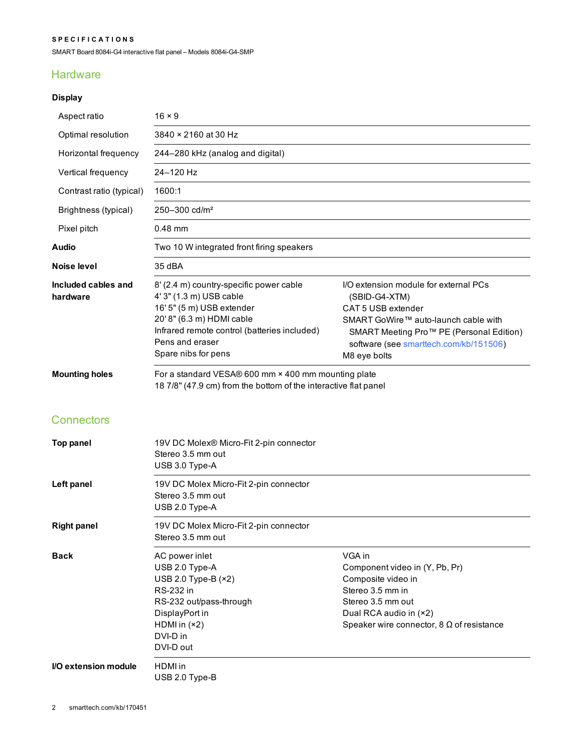**SPECIFICATIONS**

SMART Board 8084i-G4 interactive flat panel – Models 8084i-G4-SMP

## Hardware

**Display**

| | |
|---|---|
| Aspect ratio | 16 × 9 |
| Optimal resolution | 3840 × 2160 at 30 Hz |
| Horizontal frequency | 244–280 kHz (analog and digital) |
| Vertical frequency | 24–120 Hz |
| Contrast ratio (typical) | 1600:1 |
| Brightness (typical) | 250–300 cd/m² |
| Pixel pitch | 0.48 mm |
| **Audio** | Two 10 W integrated front firing speakers |
| **Noise level** | 35 dBA |
| **Included cables and hardware** | 8' (2.4 m) country-specific power cable<br>4' 3" (1.3 m) USB cable<br>16' 5" (5 m) USB extender<br>20' 8" (6.3 m) HDMI cable<br>Infrared remote control (batteries included)<br>Pens and eraser<br>Spare nibs for pens<br>I/O extension module for external PCs (SBID-G4-XTM)<br>CAT 5 USB extender<br>SMART GoWire™ auto-launch cable with SMART Meeting Pro™ PE (Personal Edition) software (see smarttech.com/kb/151506)<br>M8 eye bolts |
| **Mounting holes** | For a standard VESA® 600 mm × 400 mm mounting plate<br>18 7/8" (47.9 cm) from the bottom of the interactive flat panel |

## Connectors

| | |
|---|---|
| **Top panel** | 19V DC Molex® Micro-Fit 2-pin connector<br>Stereo 3.5 mm out<br>USB 3.0 Type-A |
| **Left panel** | 19V DC Molex Micro-Fit 2-pin connector<br>Stereo 3.5 mm out<br>USB 2.0 Type-A |
| **Right panel** | 19V DC Molex Micro-Fit 2-pin connector<br>Stereo 3.5 mm out |
| **Back** | AC power inlet<br>USB 2.0 Type-A<br>USB 2.0 Type-B (×2)<br>RS-232 in<br>RS-232 out/pass-through<br>DisplayPort in<br>HDMI in (×2)<br>DVI-D in<br>DVI-D out<br>VGA in<br>Component video in (Y, Pb, Pr)<br>Composite video in<br>Stereo 3.5 mm in<br>Stereo 3.5 mm out<br>Dual RCA audio in (×2)<br>Speaker wire connector, 8 Ω of resistance |
| **I/O extension module** | HDMI in<br>USB 2.0 Type-B |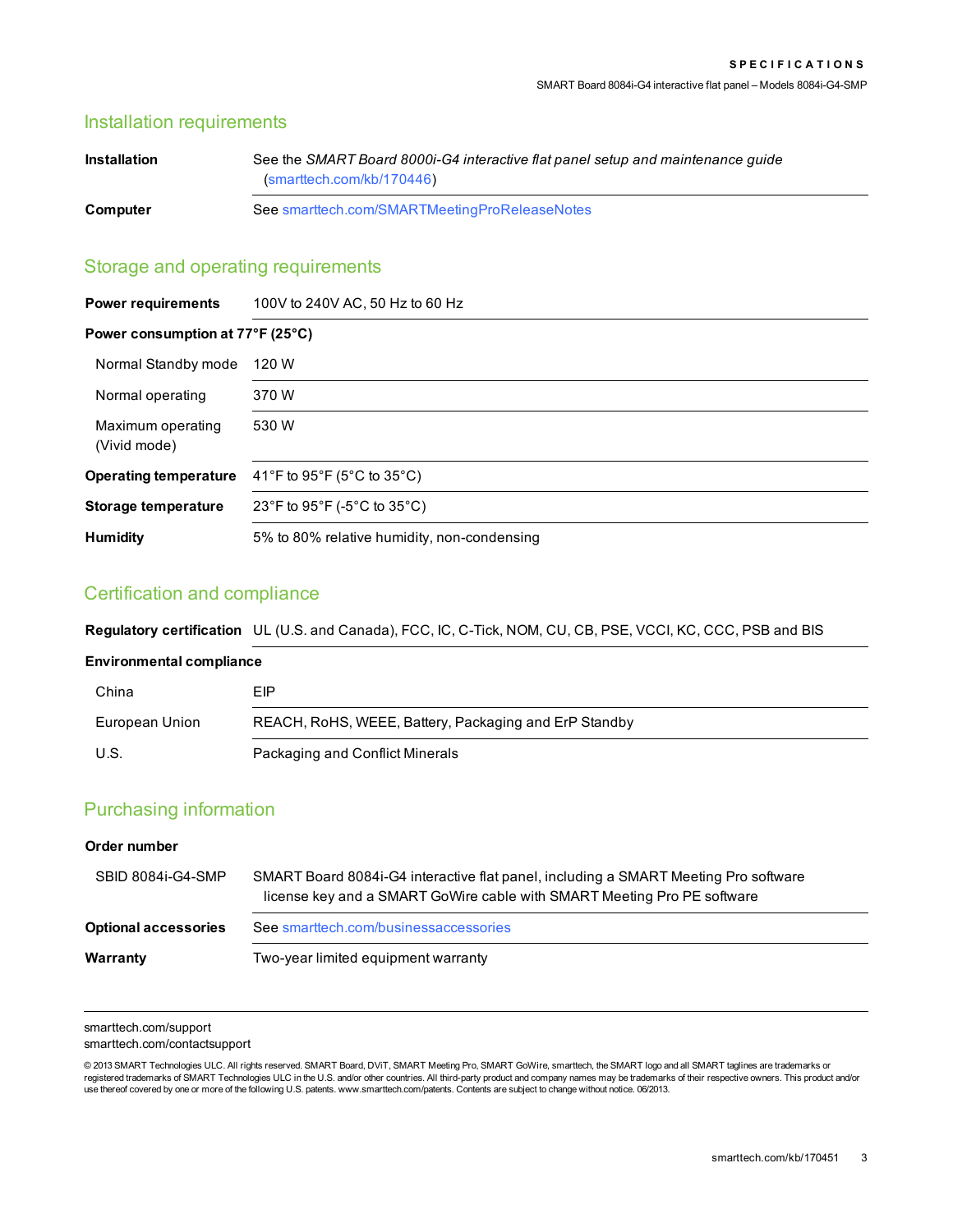## Installation requirements

| | |
|---|---|
| **Installation** | See the *SMART Board 8000i-G4 interactive flat panel setup and maintenance guide* (smarttech.com/kb/170446) |
| **Computer** | See smarttech.com/SMARTMeetingProReleaseNotes |

## Storage and operating requirements

| | |
|---|---|
| **Power requirements** | 100V to 240V AC, 50 Hz to 60 Hz |
| **Power consumption at 77°F (25°C)** | |
| Normal Standby mode | 120 W |
| Normal operating | 370 W |
| Maximum operating (Vivid mode) | 530 W |
| **Operating temperature** | 41°F to 95°F (5°C to 35°C) |
| **Storage temperature** | 23°F to 95°F (-5°C to 35°C) |
| **Humidity** | 5% to 80% relative humidity, non-condensing |

## Certification and compliance

| | |
|---|---|
| **Regulatory certification** | UL (U.S. and Canada), FCC, IC, C-Tick, NOM, CU, CB, PSE, VCCI, KC, CCC, PSB and BIS |
| **Environmental compliance** | |
| China | EIP |
| European Union | REACH, RoHS, WEEE, Battery, Packaging and ErP Standby |
| U.S. | Packaging and Conflict Minerals |

## Purchasing information

| | |
|---|---|
| **Order number** | |
| SBID 8084i-G4-SMP | SMART Board 8084i-G4 interactive flat panel, including a SMART Meeting Pro software license key and a SMART GoWire cable with SMART Meeting Pro PE software |
| **Optional accessories** | See smarttech.com/businessaccessories |
| **Warranty** | Two-year limited equipment warranty |

smarttech.com/support
smarttech.com/contactsupport

© 2013 SMART Technologies ULC. All rights reserved. SMART Board, DViT, SMART Meeting Pro, SMART GoWire, smarttech, the SMART logo and all SMART taglines are trademarks or registered trademarks of SMART Technologies ULC in the U.S. and/or other countries. All third-party product and company names may be trademarks of their respective owners. This product and/or use thereof covered by one or more of the following U.S. patents. www.smarttech.com/patents. Contents are subject to change without notice. 06/2013.